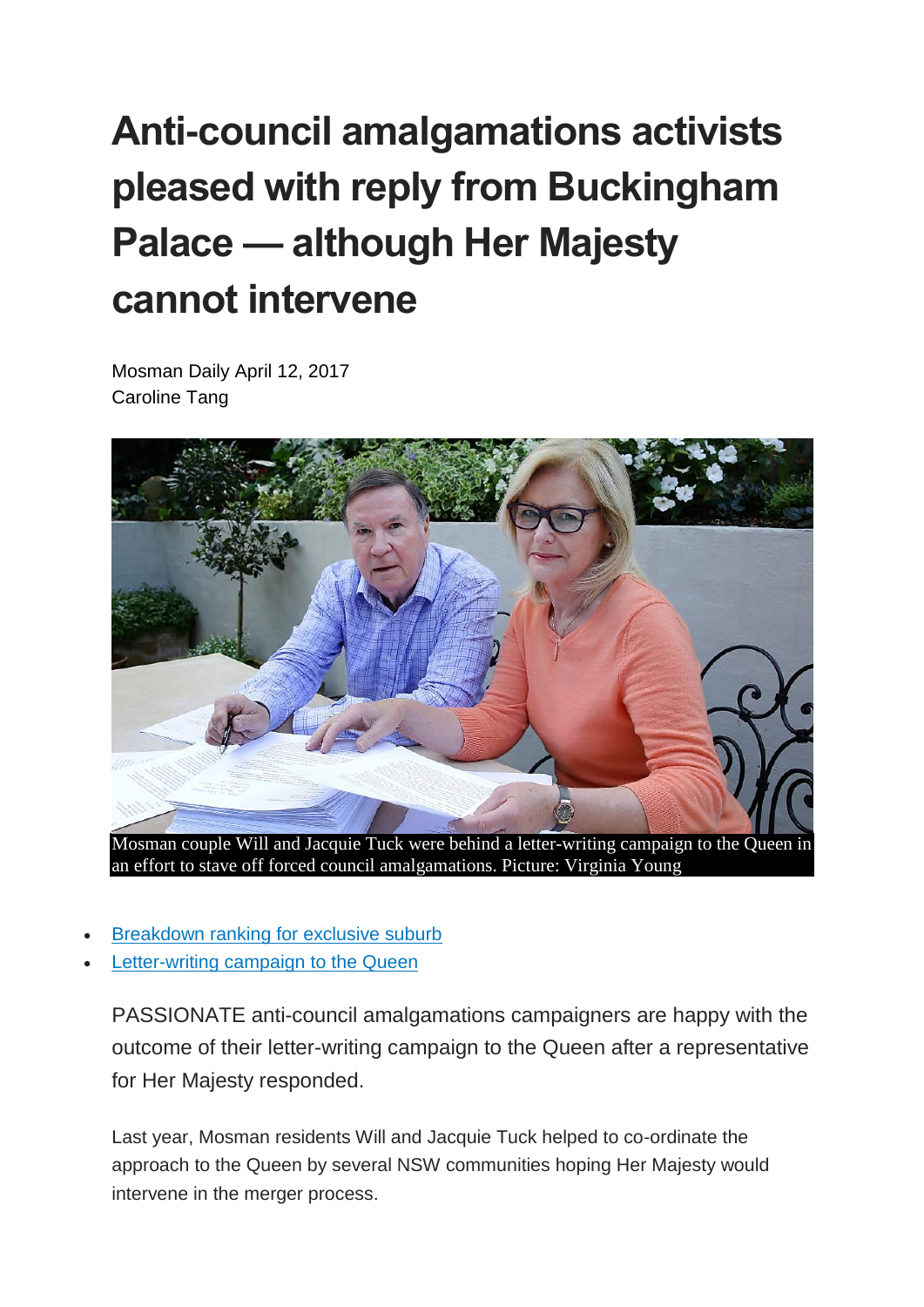# Anti-council amalgamations activists pleased with reply from Buckingham Palace — although Her Majesty cannot intervene

Mosman Daily April 12, 2017
Caroline Tang

Mosman couple Will and Jacquie Tuck were behind a letter-writing campaign to the Queen in an effort to stave off forced council amalgamations. Picture: Virginia Young

- Breakdown ranking for exclusive suburb
- Letter-writing campaign to the Queen

PASSIONATE anti-council amalgamations campaigners are happy with the outcome of their letter-writing campaign to the Queen after a representative for Her Majesty responded.

Last year, Mosman residents Will and Jacquie Tuck helped to co-ordinate the approach to the Queen by several NSW communities hoping Her Majesty would intervene in the merger process.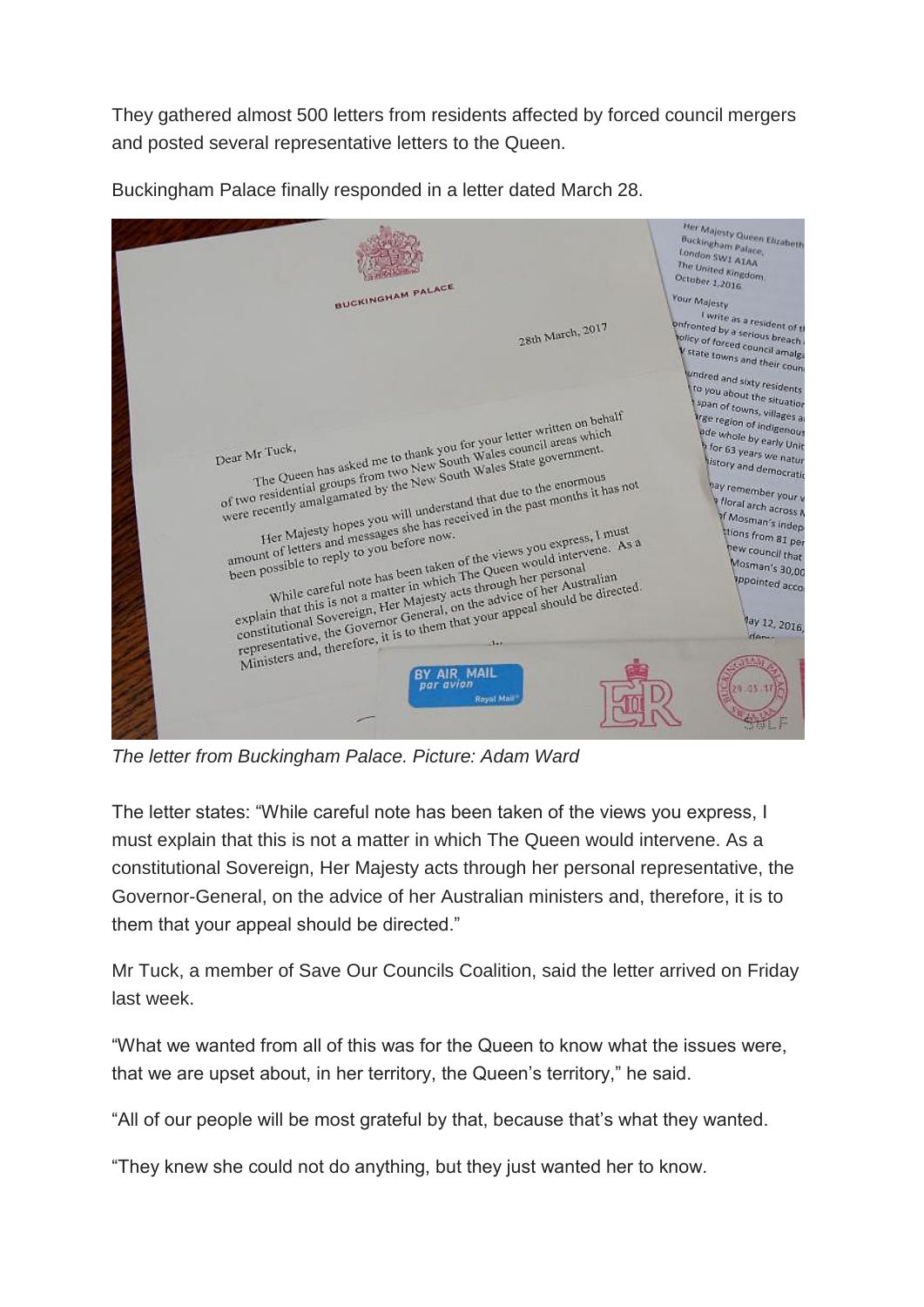They gathered almost 500 letters from residents affected by forced council mergers and posted several representative letters to the Queen.

Buckingham Palace finally responded in a letter dated March 28.

*The letter from Buckingham Palace. Picture: Adam Ward*

The letter states: "While careful note has been taken of the views you express, I must explain that this is not a matter in which The Queen would intervene. As a constitutional Sovereign, Her Majesty acts through her personal representative, the Governor-General, on the advice of her Australian ministers and, therefore, it is to them that your appeal should be directed."

Mr Tuck, a member of Save Our Councils Coalition, said the letter arrived on Friday last week.

"What we wanted from all of this was for the Queen to know what the issues were, that we are upset about, in her territory, the Queen's territory," he said.

"All of our people will be most grateful by that, because that's what they wanted.

"They knew she could not do anything, but they just wanted her to know.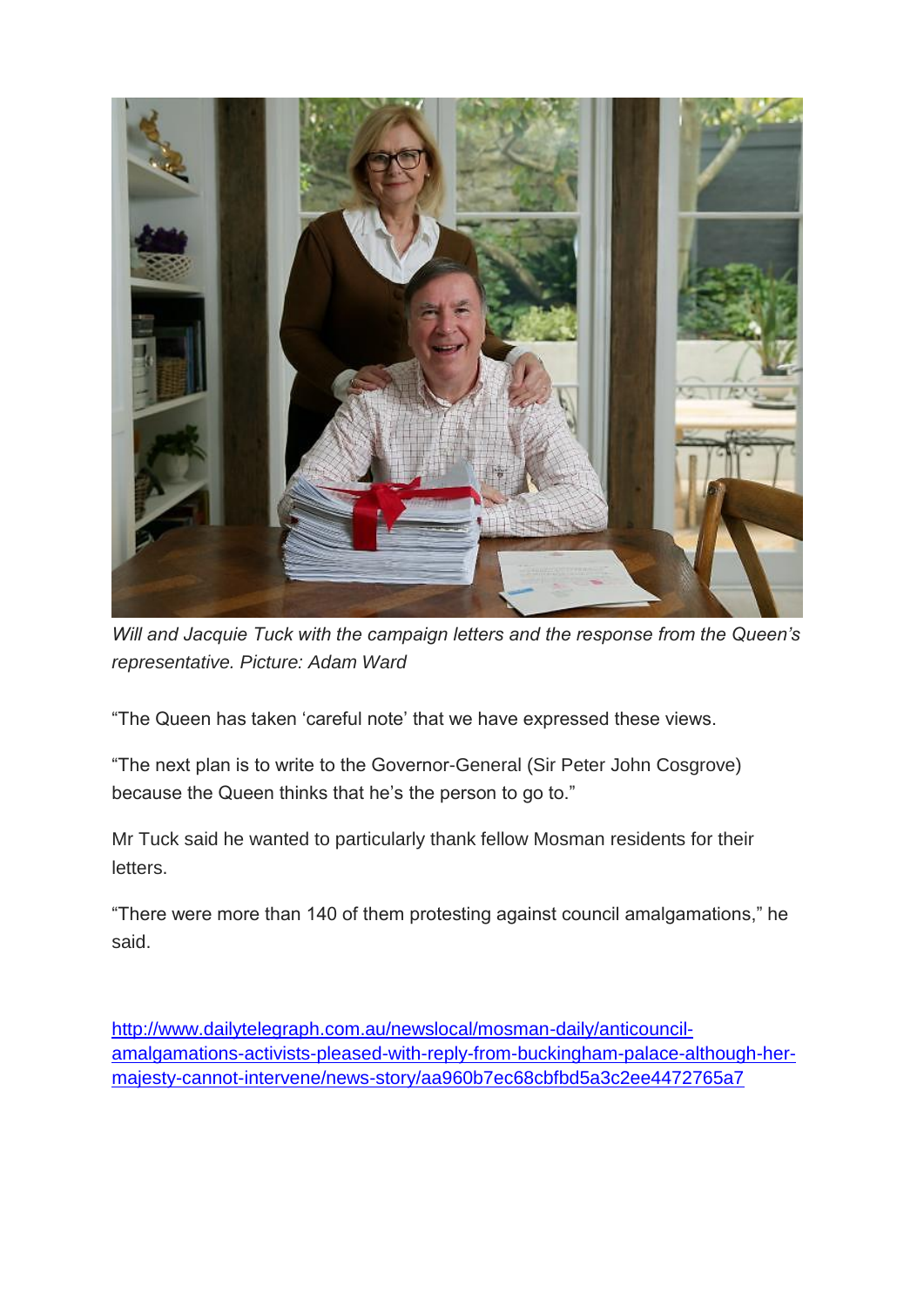*Will and Jacquie Tuck with the campaign letters and the response from the Queen's representative. Picture: Adam Ward*

"The Queen has taken 'careful note' that we have expressed these views.

"The next plan is to write to the Governor-General (Sir Peter John Cosgrove) because the Queen thinks that he's the person to go to."

Mr Tuck said he wanted to particularly thank fellow Mosman residents for their letters.

"There were more than 140 of them protesting against council amalgamations," he said.

[http://www.dailytelegraph.com.au/newslocal/mosman-daily/anticouncil-amalgamations-activists-pleased-with-reply-from-buckingham-palace-although-her-majesty-cannot-intervene/news-story/aa960b7ec68cbfbd5a3c2ee4472765a7](http://www.dailytelegraph.com.au/newslocal/mosman-daily/anticouncil-amalgamations-activists-pleased-with-reply-from-buckingham-palace-although-her-majesty-cannot-intervene/news-story/aa960b7ec68cbfbd5a3c2ee4472765a7)